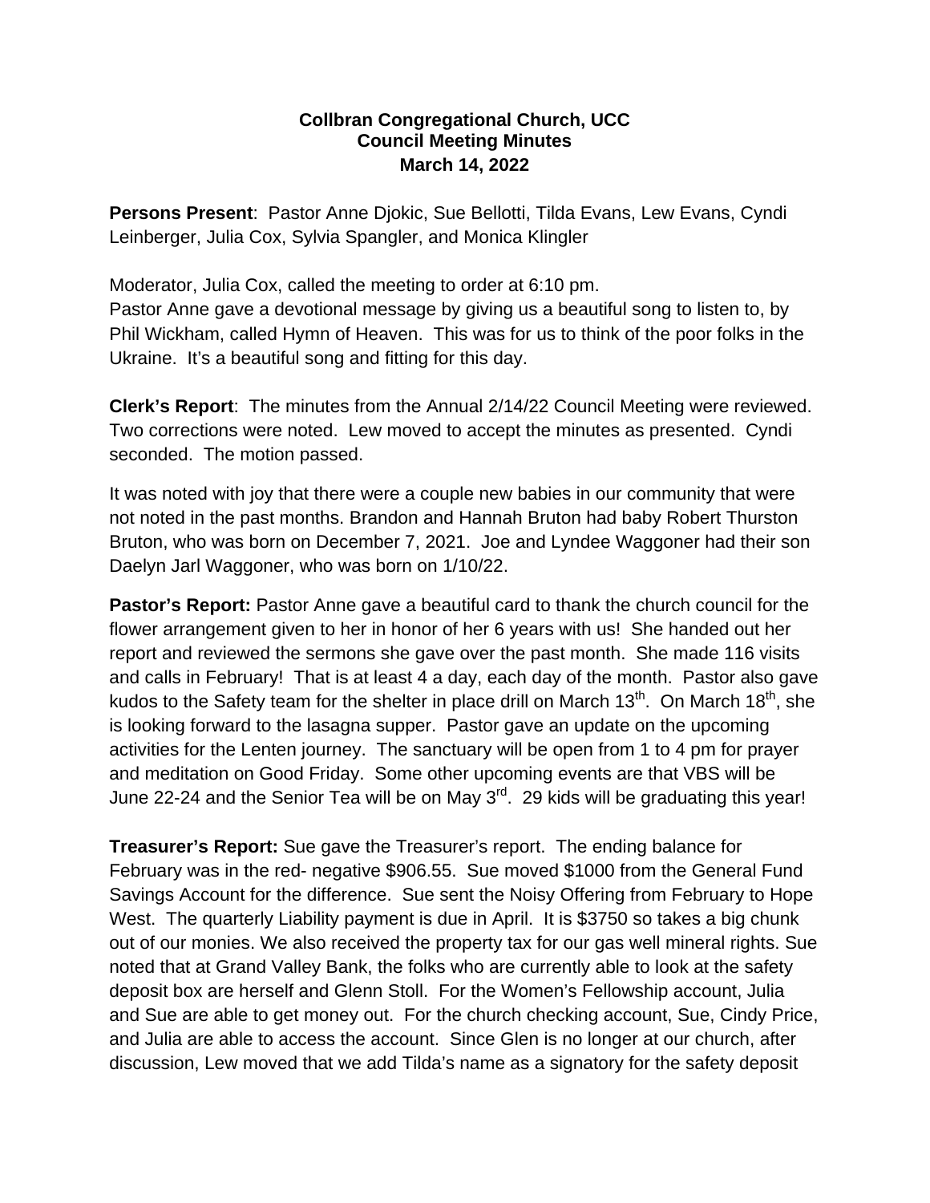**Collbran Congregational Church, UCC**
**Council Meeting Minutes**
**March 14, 2022**

**Persons Present**: Pastor Anne Djokic, Sue Bellotti, Tilda Evans, Lew Evans, Cyndi Leinberger, Julia Cox, Sylvia Spangler, and Monica Klingler

Moderator, Julia Cox, called the meeting to order at 6:10 pm.
Pastor Anne gave a devotional message by giving us a beautiful song to listen to, by Phil Wickham, called Hymn of Heaven. This was for us to think of the poor folks in the Ukraine. It's a beautiful song and fitting for this day.

**Clerk's Report**: The minutes from the Annual 2/14/22 Council Meeting were reviewed. Two corrections were noted. Lew moved to accept the minutes as presented. Cyndi seconded. The motion passed.

It was noted with joy that there were a couple new babies in our community that were not noted in the past months. Brandon and Hannah Bruton had baby Robert Thurston Bruton, who was born on December 7, 2021. Joe and Lyndee Waggoner had their son Daelyn Jarl Waggoner, who was born on 1/10/22.

**Pastor's Report:** Pastor Anne gave a beautiful card to thank the church council for the flower arrangement given to her in honor of her 6 years with us! She handed out her report and reviewed the sermons she gave over the past month. She made 116 visits and calls in February! That is at least 4 a day, each day of the month. Pastor also gave kudos to the Safety team for the shelter in place drill on March 13th. On March 18th, she is looking forward to the lasagna supper. Pastor gave an update on the upcoming activities for the Lenten journey. The sanctuary will be open from 1 to 4 pm for prayer and meditation on Good Friday. Some other upcoming events are that VBS will be June 22-24 and the Senior Tea will be on May 3rd. 29 kids will be graduating this year!

**Treasurer's Report:** Sue gave the Treasurer's report. The ending balance for February was in the red- negative $906.55. Sue moved $1000 from the General Fund Savings Account for the difference. Sue sent the Noisy Offering from February to Hope West. The quarterly Liability payment is due in April. It is $3750 so takes a big chunk out of our monies. We also received the property tax for our gas well mineral rights. Sue noted that at Grand Valley Bank, the folks who are currently able to look at the safety deposit box are herself and Glenn Stoll. For the Women's Fellowship account, Julia and Sue are able to get money out. For the church checking account, Sue, Cindy Price, and Julia are able to access the account. Since Glen is no longer at our church, after discussion, Lew moved that we add Tilda's name as a signatory for the safety deposit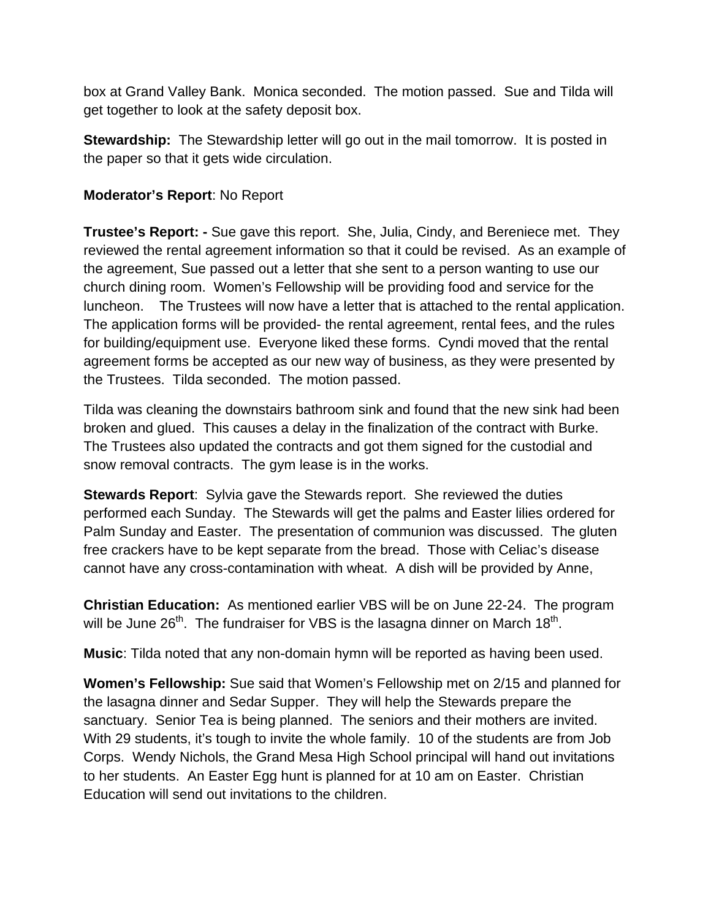box at Grand Valley Bank. Monica seconded. The motion passed. Sue and Tilda will get together to look at the safety deposit box.

**Stewardship:** The Stewardship letter will go out in the mail tomorrow. It is posted in the paper so that it gets wide circulation.

**Moderator's Report**: No Report

**Trustee's Report: -** Sue gave this report. She, Julia, Cindy, and Bereniece met. They reviewed the rental agreement information so that it could be revised. As an example of the agreement, Sue passed out a letter that she sent to a person wanting to use our church dining room. Women's Fellowship will be providing food and service for the luncheon. The Trustees will now have a letter that is attached to the rental application. The application forms will be provided- the rental agreement, rental fees, and the rules for building/equipment use. Everyone liked these forms. Cyndi moved that the rental agreement forms be accepted as our new way of business, as they were presented by the Trustees. Tilda seconded. The motion passed.

Tilda was cleaning the downstairs bathroom sink and found that the new sink had been broken and glued. This causes a delay in the finalization of the contract with Burke. The Trustees also updated the contracts and got them signed for the custodial and snow removal contracts. The gym lease is in the works.

**Stewards Report**: Sylvia gave the Stewards report. She reviewed the duties performed each Sunday. The Stewards will get the palms and Easter lilies ordered for Palm Sunday and Easter. The presentation of communion was discussed. The gluten free crackers have to be kept separate from the bread. Those with Celiac's disease cannot have any cross-contamination with wheat. A dish will be provided by Anne,

**Christian Education:** As mentioned earlier VBS will be on June 22-24. The program will be June 26th. The fundraiser for VBS is the lasagna dinner on March 18th.

**Music**: Tilda noted that any non-domain hymn will be reported as having been used.

**Women's Fellowship:** Sue said that Women's Fellowship met on 2/15 and planned for the lasagna dinner and Sedar Supper. They will help the Stewards prepare the sanctuary. Senior Tea is being planned. The seniors and their mothers are invited. With 29 students, it's tough to invite the whole family. 10 of the students are from Job Corps. Wendy Nichols, the Grand Mesa High School principal will hand out invitations to her students. An Easter Egg hunt is planned for at 10 am on Easter. Christian Education will send out invitations to the children.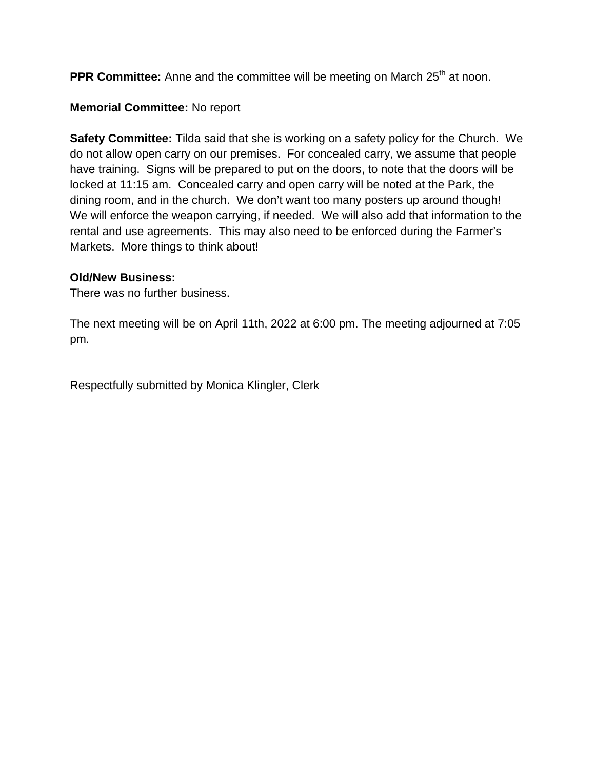**PPR Committee:** Anne and the committee will be meeting on March 25th at noon.

**Memorial Committee:** No report

**Safety Committee:** Tilda said that she is working on a safety policy for the Church. We do not allow open carry on our premises. For concealed carry, we assume that people have training. Signs will be prepared to put on the doors, to note that the doors will be locked at 11:15 am. Concealed carry and open carry will be noted at the Park, the dining room, and in the church. We don't want too many posters up around though! We will enforce the weapon carrying, if needed. We will also add that information to the rental and use agreements. This may also need to be enforced during the Farmer's Markets. More things to think about!

**Old/New Business:**
There was no further business.

The next meeting will be on April 11th, 2022 at 6:00 pm. The meeting adjourned at 7:05 pm.

Respectfully submitted by Monica Klingler, Clerk